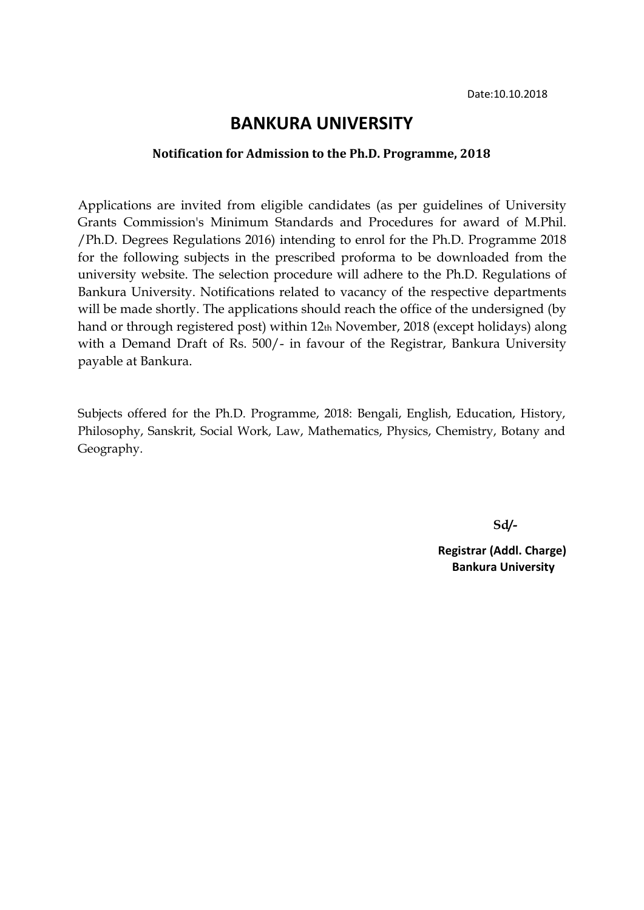Date:10.10.2018

# BANKURA UNIVERSITY

### Notification for Admission to the Ph.D. Programme, 2018

Applications are invited from eligible candidates (as per guidelines of University Grants Commission's Minimum Standards and Procedures for award of M.Phil. /Ph.D. Degrees Regulations 2016) intending to enrol for the Ph.D. Programme 2018 for the following subjects in the prescribed proforma to be downloaded from the university website. The selection procedure will adhere to the Ph.D. Regulations of Bankura University. Notifications related to vacancy of the respective departments will be made shortly. The applications should reach the office of the undersigned (by hand or through registered post) within 12th November, 2018 (except holidays) along with a Demand Draft of Rs. 500/- in favour of the Registrar, Bankura University payable at Bankura.

Subjects offered for the Ph.D. Programme, 2018: Bengali, English, Education, History, Philosophy, Sanskrit, Social Work, Law, Mathematics, Physics, Chemistry, Botany and Geography.

**Sd/-**

**Registrar (Addl. Charge)**
**Bankura University**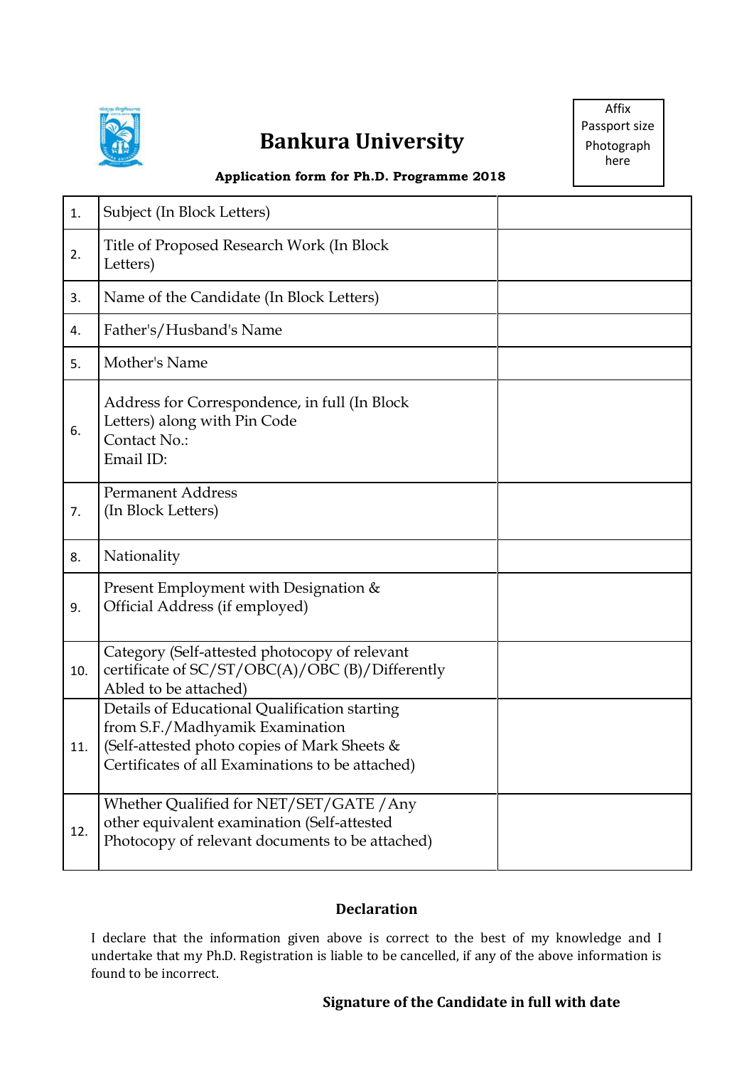# Bankura University

Affix Passport size Photograph here

**Application form for Ph.D. Programme 2018**

| | | |
|---|---|---|
| 1. | Subject (In Block Letters) | |
| 2. | Title of Proposed Research Work (In Block Letters) | |
| 3. | Name of the Candidate (In Block Letters) | |
| 4. | Father's/Husband's Name | |
| 5. | Mother's Name | |
| 6. | Address for Correspondence, in full (In Block Letters) along with Pin Code<br>Contact No.:<br>Email ID: | |
| 7. | Permanent Address<br>(In Block Letters) | |
| 8. | Nationality | |
| 9. | Present Employment with Designation & Official Address (if employed) | |
| 10. | Category (Self-attested photocopy of relevant certificate of SC/ST/OBC(A)/OBC (B)/Differently Abled to be attached) | |
| 11. | Details of Educational Qualification starting from S.F./Madhyamik Examination<br>(Self-attested photo copies of Mark Sheets & Certificates of all Examinations to be attached) | |
| 12. | Whether Qualified for NET/SET/GATE /Any other equivalent examination (Self-attested Photocopy of relevant documents to be attached) | |

**Declaration**

I declare that the information given above is correct to the best of my knowledge and I undertake that my Ph.D. Registration is liable to be cancelled, if any of the above information is found to be incorrect.

**Signature of the Candidate in full with date**